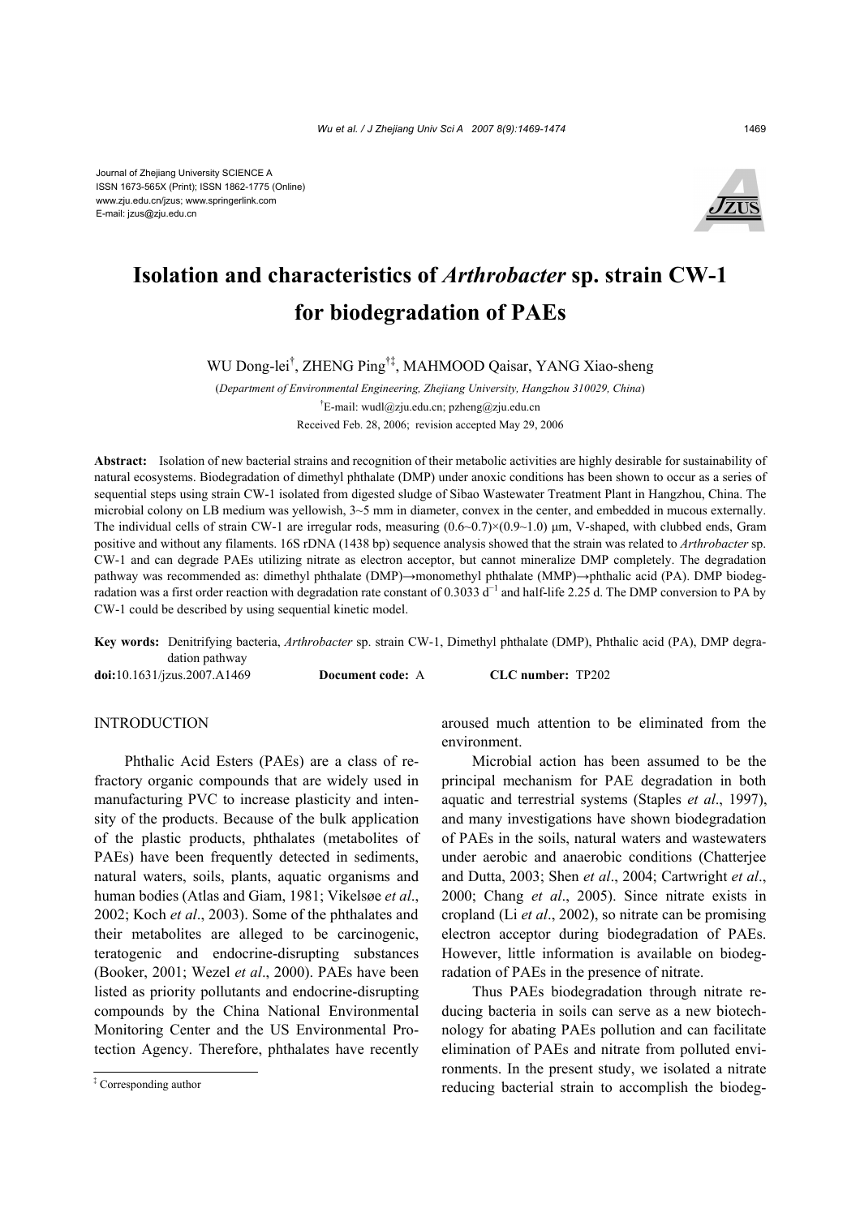Journal of Zhejiang University SCIENCE A
ISSN 1673-565X (Print); ISSN 1862-1775 (Online)
www.zju.edu.cn/jzus; www.springerlink.com
E-mail: jzus@zju.edu.cn

# Isolation and characteristics of *Arthrobacter* sp. strain CW-1 for biodegradation of PAEs

WU Dong-lei[†], ZHENG Ping[†‡], MAHMOOD Qaisar, YANG Xiao-sheng

(*Department of Environmental Engineering, Zhejiang University, Hangzhou 310029, China*)

[†]E-mail: wudl@zju.edu.cn; pzheng@zju.edu.cn

Received Feb. 28, 2006; revision accepted May 29, 2006

**Abstract:** Isolation of new bacterial strains and recognition of their metabolic activities are highly desirable for sustainability of natural ecosystems. Biodegradation of dimethyl phthalate (DMP) under anoxic conditions has been shown to occur as a series of sequential steps using strain CW-1 isolated from digested sludge of Sibao Wastewater Treatment Plant in Hangzhou, China. The microbial colony on LB medium was yellowish, 3~5 mm in diameter, convex in the center, and embedded in mucous externally. The individual cells of strain CW-1 are irregular rods, measuring (0.6~0.7)×(0.9~1.0) μm, V-shaped, with clubbed ends, Gram positive and without any filaments. 16S rDNA (1438 bp) sequence analysis showed that the strain was related to *Arthrobacter* sp. CW-1 and can degrade PAEs utilizing nitrate as electron acceptor, but cannot mineralize DMP completely. The degradation pathway was recommended as: dimethyl phthalate (DMP)→monomethyl phthalate (MMP)→phthalic acid (PA). DMP biodegradation was a first order reaction with degradation rate constant of 0.3033 $d^{-1}$ and half-life 2.25 d. The DMP conversion to PA by CW-1 could be described by using sequential kinetic model.

**Key words:** Denitrifying bacteria, *Arthrobacter* sp. strain CW-1, Dimethyl phthalate (DMP), Phthalic acid (PA), DMP degradation pathway

**doi:**10.1631/jzus.2007.A1469 **Document code:** A **CLC number:** TP202

## INTRODUCTION

Phthalic Acid Esters (PAEs) are a class of refractory organic compounds that are widely used in manufacturing PVC to increase plasticity and intensity of the products. Because of the bulk application of the plastic products, phthalates (metabolites of PAEs) have been frequently detected in sediments, natural waters, soils, plants, aquatic organisms and human bodies (Atlas and Giam, 1981; Vikelsøe *et al*., 2002; Koch *et al*., 2003). Some of the phthalates and their metabolites are alleged to be carcinogenic, teratogenic and endocrine-disrupting substances (Booker, 2001; Wezel *et al*., 2000). PAEs have been listed as priority pollutants and endocrine-disrupting compounds by the China National Environmental Monitoring Center and the US Environmental Protection Agency. Therefore, phthalates have recently aroused much attention to be eliminated from the environment.

Microbial action has been assumed to be the principal mechanism for PAE degradation in both aquatic and terrestrial systems (Staples *et al*., 1997), and many investigations have shown biodegradation of PAEs in the soils, natural waters and wastewaters under aerobic and anaerobic conditions (Chatterjee and Dutta, 2003; Shen *et al*., 2004; Cartwright *et al*., 2000; Chang *et al*., 2005). Since nitrate exists in cropland (Li *et al*., 2002), so nitrate can be promising electron acceptor during biodegradation of PAEs. However, little information is available on biodegradation of PAEs in the presence of nitrate.

Thus PAEs biodegradation through nitrate reducing bacteria in soils can serve as a new biotechnology for abating PAEs pollution and can facilitate elimination of PAEs and nitrate from polluted environments. In the present study, we isolated a nitrate reducing bacterial strain to accomplish the biodeg-

[‡] Corresponding author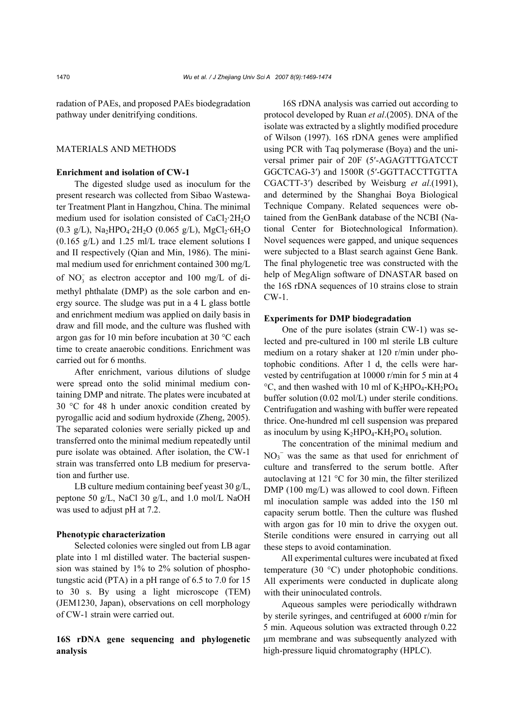radation of PAEs, and proposed PAEs biodegradation pathway under denitrifying conditions.

## MATERIALS AND METHODS

### Enrichment and isolation of CW-1

The digested sludge used as inoculum for the present research was collected from Sibao Wastewater Treatment Plant in Hangzhou, China. The minimal medium used for isolation consisted of $CaCl_2{\cdot}2H_2O$ (0.3 g/L), $Na_2HPO_4{\cdot}2H_2O$ (0.065 g/L), $MgCl_2{\cdot}6H_2O$ (0.165 g/L) and 1.25 ml/L trace element solutions I and II respectively (Qian and Min, 1986). The minimal medium used for enrichment contained 300 mg/L of $NO_3^-$ as electron acceptor and 100 mg/L of dimethyl phthalate (DMP) as the sole carbon and energy source. The sludge was put in a 4 L glass bottle and enrichment medium was applied on daily basis in draw and fill mode, and the culture was flushed with argon gas for 10 min before incubation at 30 °C each time to create anaerobic conditions. Enrichment was carried out for 6 months.

After enrichment, various dilutions of sludge were spread onto the solid minimal medium containing DMP and nitrate. The plates were incubated at 30 °C for 48 h under anoxic condition created by pyrogallic acid and sodium hydroxide (Zheng, 2005). The separated colonies were serially picked up and transferred onto the minimal medium repeatedly until pure isolate was obtained. After isolation, the CW-1 strain was transferred onto LB medium for preservation and further use.

LB culture medium containing beef yeast 30 g/L, peptone 50 g/L, NaCl 30 g/L, and 1.0 mol/L NaOH was used to adjust pH at 7.2.

### Phenotypic characterization

Selected colonies were singled out from LB agar plate into 1 ml distilled water. The bacterial suspension was stained by 1% to 2% solution of phosphotungstic acid (PTA) in a pH range of 6.5 to 7.0 for 15 to 30 s. By using a light microscope (TEM) (JEM1230, Japan), observations on cell morphology of CW-1 strain were carried out.

### 16S rDNA gene sequencing and phylogenetic analysis

16S rDNA analysis was carried out according to protocol developed by Ruan *et al*.(2005). DNA of the isolate was extracted by a slightly modified procedure of Wilson (1997). 16S rDNA genes were amplified using PCR with Taq polymerase (Boya) and the universal primer pair of 20F (5′-AGAGTTTGATCCT GGCTCAG-3′) and 1500R (5′-GGTTACCTTGTTA CGACTT-3′) described by Weisburg *et al*.(1991), and determined by the Shanghai Boya Biological Technique Company. Related sequences were obtained from the GenBank database of the NCBI (National Center for Biotechnological Information). Novel sequences were gapped, and unique sequences were subjected to a Blast search against Gene Bank. The final phylogenetic tree was constructed with the help of MegAlign software of DNASTAR based on the 16S rDNA sequences of 10 strains close to strain CW-1.

### Experiments for DMP biodegradation

One of the pure isolates (strain CW-1) was selected and pre-cultured in 100 ml sterile LB culture medium on a rotary shaker at 120 r/min under photophobic conditions. After 1 d, the cells were harvested by centrifugation at 10000 r/min for 5 min at 4 °C, and then washed with 10 ml of $K_2HPO_4$-$KH_2PO_4$ buffer solution (0.02 mol/L) under sterile conditions. Centrifugation and washing with buffer were repeated thrice. One-hundred ml cell suspension was prepared as inoculum by using $K_2HPO_4$-$KH_2PO_4$ solution.

The concentration of the minimal medium and $NO_3^-$ was the same as that used for enrichment of culture and transferred to the serum bottle. After autoclaving at 121 °C for 30 min, the filter sterilized DMP (100 mg/L) was allowed to cool down. Fifteen ml inoculation sample was added into the 150 ml capacity serum bottle. Then the culture was flushed with argon gas for 10 min to drive the oxygen out. Sterile conditions were ensured in carrying out all these steps to avoid contamination.

All experimental cultures were incubated at fixed temperature (30 °C) under photophobic conditions. All experiments were conducted in duplicate along with their uninoculated controls.

Aqueous samples were periodically withdrawn by sterile syringes, and centrifuged at 6000 r/min for 5 min. Aqueous solution was extracted through 0.22 μm membrane and was subsequently analyzed with high-pressure liquid chromatography (HPLC).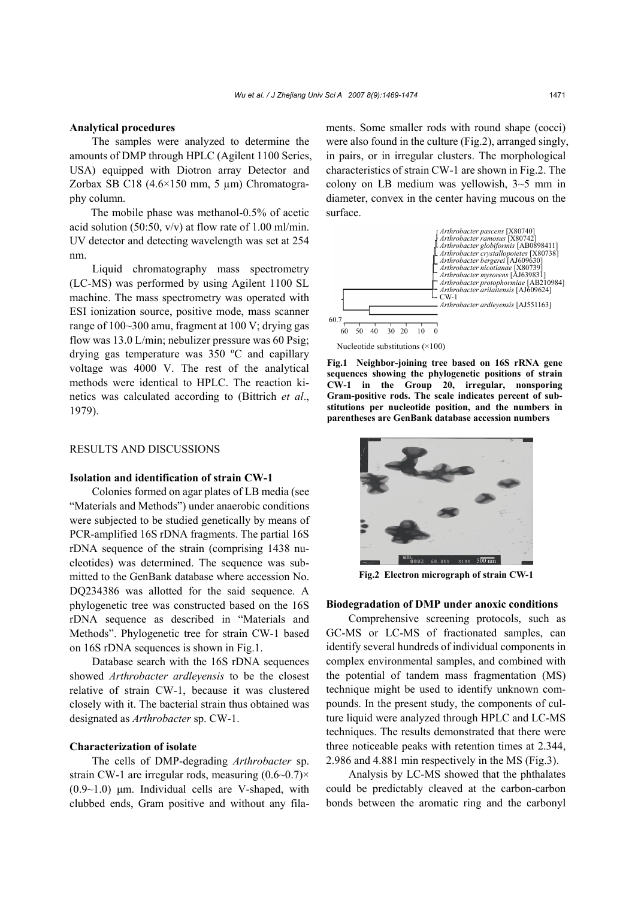#### Analytical procedures

The samples were analyzed to determine the amounts of DMP through HPLC (Agilent 1100 Series, USA) equipped with Diotron array Detector and Zorbax SB C18 (4.6×150 mm, 5 μm) Chromatography column.

The mobile phase was methanol-0.5% of acetic acid solution (50:50, v/v) at flow rate of 1.00 ml/min. UV detector and detecting wavelength was set at 254 nm.

Liquid chromatography mass spectrometry (LC-MS) was performed by using Agilent 1100 SL machine. The mass spectrometry was operated with ESI ionization source, positive mode, mass scanner range of 100~300 amu, fragment at 100 V; drying gas flow was 13.0 L/min; nebulizer pressure was 60 Psig; drying gas temperature was 350 ºC and capillary voltage was 4000 V. The rest of the analytical methods were identical to HPLC. The reaction kinetics was calculated according to (Bittrich *et al*., 1979).

## RESULTS AND DISCUSSIONS

#### Isolation and identification of strain CW-1

Colonies formed on agar plates of LB media (see "Materials and Methods") under anaerobic conditions were subjected to be studied genetically by means of PCR-amplified 16S rDNA fragments. The partial 16S rDNA sequence of the strain (comprising 1438 nucleotides) was determined. The sequence was submitted to the GenBank database where accession No. DQ234386 was allotted for the said sequence. A phylogenetic tree was constructed based on the 16S rDNA sequence as described in "Materials and Methods". Phylogenetic tree for strain CW-1 based on 16S rDNA sequences is shown in Fig.1.

Database search with the 16S rDNA sequences showed *Arthrobacter ardleyensis* to be the closest relative of strain CW-1, because it was clustered closely with it. The bacterial strain thus obtained was designated as *Arthrobacter* sp. CW-1.

#### Characterization of isolate

The cells of DMP-degrading *Arthrobacter* sp. strain CW-1 are irregular rods, measuring (0.6~0.7)× (0.9~1.0) μm. Individual cells are V-shaped, with clubbed ends, Gram positive and without any filaments. Some smaller rods with round shape (cocci) were also found in the culture (Fig.2), arranged singly, in pairs, or in irregular clusters. The morphological characteristics of strain CW-1 are shown in Fig.2. The colony on LB medium was yellowish, 3~5 mm in diameter, convex in the center having mucous on the surface.

**Fig.1 Neighbor-joining tree based on 16S rRNA gene sequences showing the phylogenetic positions of strain CW-1 in the Group 20, irregular, nonsporing Gram-positive rods. The scale indicates percent of substitutions per nucleotide position, and the numbers in parentheses are GenBank database accession numbers**

**Fig.2 Electron micrograph of strain CW-1**

#### Biodegradation of DMP under anoxic conditions

Comprehensive screening protocols, such as GC-MS or LC-MS of fractionated samples, can identify several hundreds of individual components in complex environmental samples, and combined with the potential of tandem mass fragmentation (MS) technique might be used to identify unknown compounds. In the present study, the components of culture liquid were analyzed through HPLC and LC-MS techniques. The results demonstrated that there were three noticeable peaks with retention times at 2.344, 2.986 and 4.881 min respectively in the MS (Fig.3).

Analysis by LC-MS showed that the phthalates could be predictably cleaved at the carbon-carbon bonds between the aromatic ring and the carbonyl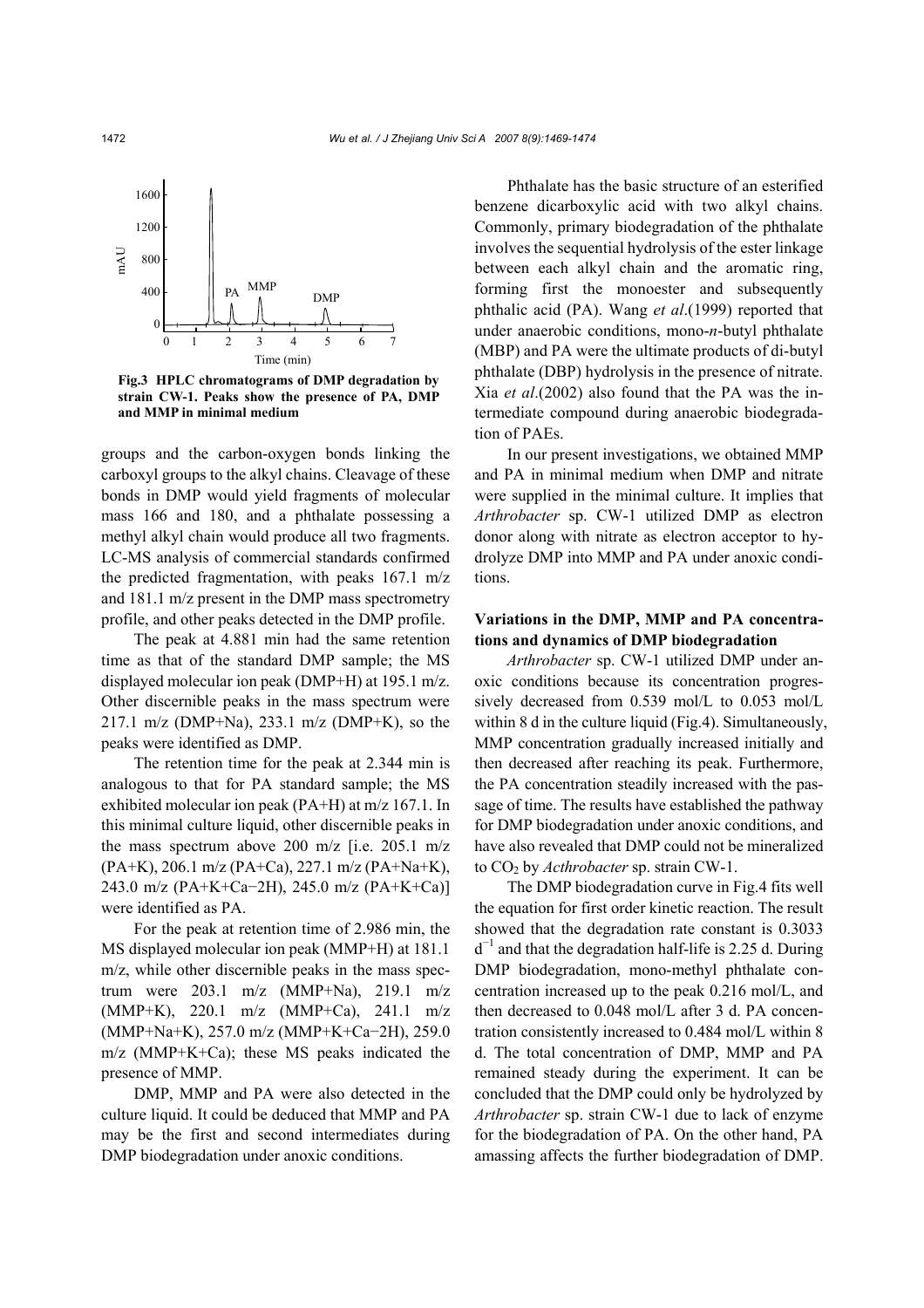**Fig.3 HPLC chromatograms of DMP degradation by strain CW-1. Peaks show the presence of PA, DMP and MMP in minimal medium**

groups and the carbon-oxygen bonds linking the carboxyl groups to the alkyl chains. Cleavage of these bonds in DMP would yield fragments of molecular mass 166 and 180, and a phthalate possessing a methyl alkyl chain would produce all two fragments. LC-MS analysis of commercial standards confirmed the predicted fragmentation, with peaks 167.1 m/z and 181.1 m/z present in the DMP mass spectrometry profile, and other peaks detected in the DMP profile.

The peak at 4.881 min had the same retention time as that of the standard DMP sample; the MS displayed molecular ion peak (DMP+H) at 195.1 m/z. Other discernible peaks in the mass spectrum were 217.1 m/z (DMP+Na), 233.1 m/z (DMP+K), so the peaks were identified as DMP.

The retention time for the peak at 2.344 min is analogous to that for PA standard sample; the MS exhibited molecular ion peak (PA+H) at m/z 167.1. In this minimal culture liquid, other discernible peaks in the mass spectrum above 200 m/z [i.e. 205.1 m/z (PA+K), 206.1 m/z (PA+Ca), 227.1 m/z (PA+Na+K), 243.0 m/z (PA+K+Ca−2H), 245.0 m/z (PA+K+Ca)] were identified as PA.

For the peak at retention time of 2.986 min, the MS displayed molecular ion peak (MMP+H) at 181.1 m/z, while other discernible peaks in the mass spectrum were 203.1 m/z (MMP+Na), 219.1 m/z (MMP+K), 220.1 m/z (MMP+Ca), 241.1 m/z (MMP+Na+K), 257.0 m/z (MMP+K+Ca−2H), 259.0 m/z (MMP+K+Ca); these MS peaks indicated the presence of MMP.

DMP, MMP and PA were also detected in the culture liquid. It could be deduced that MMP and PA may be the first and second intermediates during DMP biodegradation under anoxic conditions.

Phthalate has the basic structure of an esterified benzene dicarboxylic acid with two alkyl chains. Commonly, primary biodegradation of the phthalate involves the sequential hydrolysis of the ester linkage between each alkyl chain and the aromatic ring, forming first the monoester and subsequently phthalic acid (PA). Wang *et al*.(1999) reported that under anaerobic conditions, mono-*n*-butyl phthalate (MBP) and PA were the ultimate products of di-butyl phthalate (DBP) hydrolysis in the presence of nitrate. Xia *et al*.(2002) also found that the PA was the intermediate compound during anaerobic biodegradation of PAEs.

In our present investigations, we obtained MMP and PA in minimal medium when DMP and nitrate were supplied in the minimal culture. It implies that *Arthrobacter* sp. CW-1 utilized DMP as electron donor along with nitrate as electron acceptor to hydrolyze DMP into MMP and PA under anoxic conditions.

### Variations in the DMP, MMP and PA concentrations and dynamics of DMP biodegradation

*Arthrobacter* sp. CW-1 utilized DMP under anoxic conditions because its concentration progressively decreased from 0.539 mol/L to 0.053 mol/L within 8 d in the culture liquid (Fig.4). Simultaneously, MMP concentration gradually increased initially and then decreased after reaching its peak. Furthermore, the PA concentration steadily increased with the passage of time. The results have established the pathway for DMP biodegradation under anoxic conditions, and have also revealed that DMP could not be mineralized to $CO_2$ by *Acthrobacter* sp. strain CW-1.

The DMP biodegradation curve in Fig.4 fits well the equation for first order kinetic reaction. The result showed that the degradation rate constant is 0.3033 $d^{-1}$ and that the degradation half-life is 2.25 d. During DMP biodegradation, mono-methyl phthalate concentration increased up to the peak 0.216 mol/L, and then decreased to 0.048 mol/L after 3 d. PA concentration consistently increased to 0.484 mol/L within 8 d. The total concentration of DMP, MMP and PA remained steady during the experiment. It can be concluded that the DMP could only be hydrolyzed by *Arthrobacter* sp. strain CW-1 due to lack of enzyme for the biodegradation of PA. On the other hand, PA amassing affects the further biodegradation of DMP.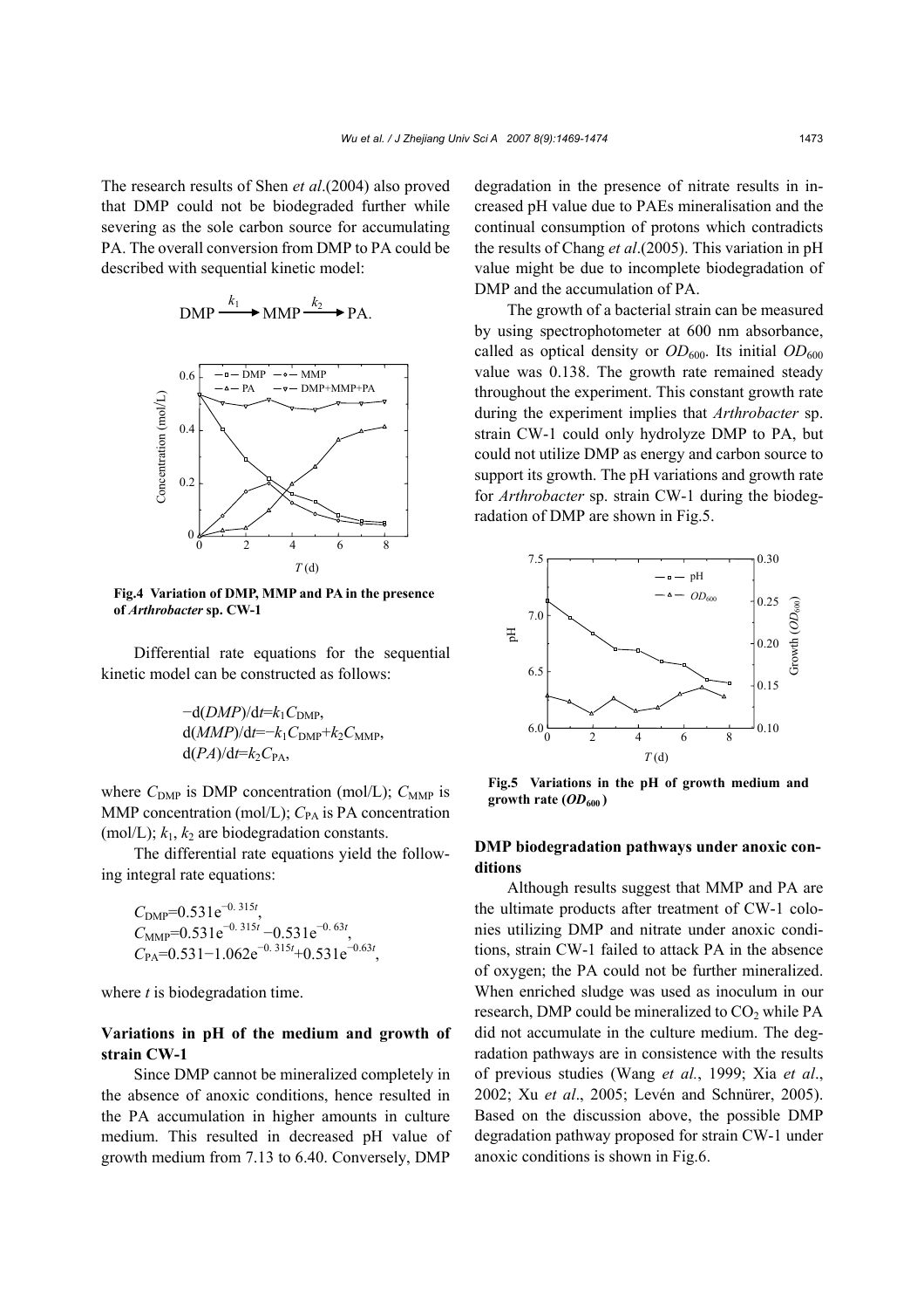The research results of Shen *et al*.(2004) also proved that DMP could not be biodegraded further while severing as the sole carbon source for accumulating PA. The overall conversion from DMP to PA could be described with sequential kinetic model:

$$\text{DMP} \xrightarrow{k_1} \text{MMP} \xrightarrow{k_2} \text{PA}.$$

**Fig.4 Variation of DMP, MMP and PA in the presence of *Arthrobacter* sp. CW-1**

Differential rate equations for the sequential kinetic model can be constructed as follows:

$$-\mathrm{d}(DMP)/\mathrm{d}t = k_1 C_{\mathrm{DMP}},$$
$$\mathrm{d}(MMP)/\mathrm{d}t = -k_1 C_{\mathrm{DMP}} + k_2 C_{\mathrm{MMP}},$$
$$\mathrm{d}(PA)/\mathrm{d}t = k_2 C_{\mathrm{PA}},$$

where $C_{\mathrm{DMP}}$ is DMP concentration (mol/L); $C_{\mathrm{MMP}}$ is MMP concentration (mol/L); $C_{\mathrm{PA}}$ is PA concentration (mol/L); $k_1$, $k_2$ are biodegradation constants.

The differential rate equations yield the following integral rate equations:

$$C_{\mathrm{DMP}} = 0.531\mathrm{e}^{-0.315t},$$
$$C_{\mathrm{MMP}} = 0.531\mathrm{e}^{-0.315t} - 0.531\mathrm{e}^{-0.63t},$$
$$C_{\mathrm{PA}} = 0.531 - 1.062\mathrm{e}^{-0.315t} + 0.531\mathrm{e}^{-0.63t},$$

where $t$ is biodegradation time.

### Variations in pH of the medium and growth of strain CW-1

Since DMP cannot be mineralized completely in the absence of anoxic conditions, hence resulted in the PA accumulation in higher amounts in culture medium. This resulted in decreased pH value of growth medium from 7.13 to 6.40. Conversely, DMP degradation in the presence of nitrate results in increased pH value due to PAEs mineralisation and the continual consumption of protons which contradicts the results of Chang *et al*.(2005). This variation in pH value might be due to incomplete biodegradation of DMP and the accumulation of PA.

The growth of a bacterial strain can be measured by using spectrophotometer at 600 nm absorbance, called as optical density or $OD_{600}$. Its initial $OD_{600}$ value was 0.138. The growth rate remained steady throughout the experiment. This constant growth rate during the experiment implies that *Arthrobacter* sp. strain CW-1 could only hydrolyze DMP to PA, but could not utilize DMP as energy and carbon source to support its growth. The pH variations and growth rate for *Arthrobacter* sp. strain CW-1 during the biodegradation of DMP are shown in Fig.5.

**Fig.5 Variations in the pH of growth medium and growth rate ($OD_{600}$)**

### DMP biodegradation pathways under anoxic conditions

Although results suggest that MMP and PA are the ultimate products after treatment of CW-1 colonies utilizing DMP and nitrate under anoxic conditions, strain CW-1 failed to attack PA in the absence of oxygen; the PA could not be further mineralized. When enriched sludge was used as inoculum in our research, DMP could be mineralized to $CO_2$ while PA did not accumulate in the culture medium. The degradation pathways are in consistence with the results of previous studies (Wang *et al.*, 1999; Xia *et al*., 2002; Xu *et al*., 2005; Levén and Schnürer, 2005). Based on the discussion above, the possible DMP degradation pathway proposed for strain CW-1 under anoxic conditions is shown in Fig.6.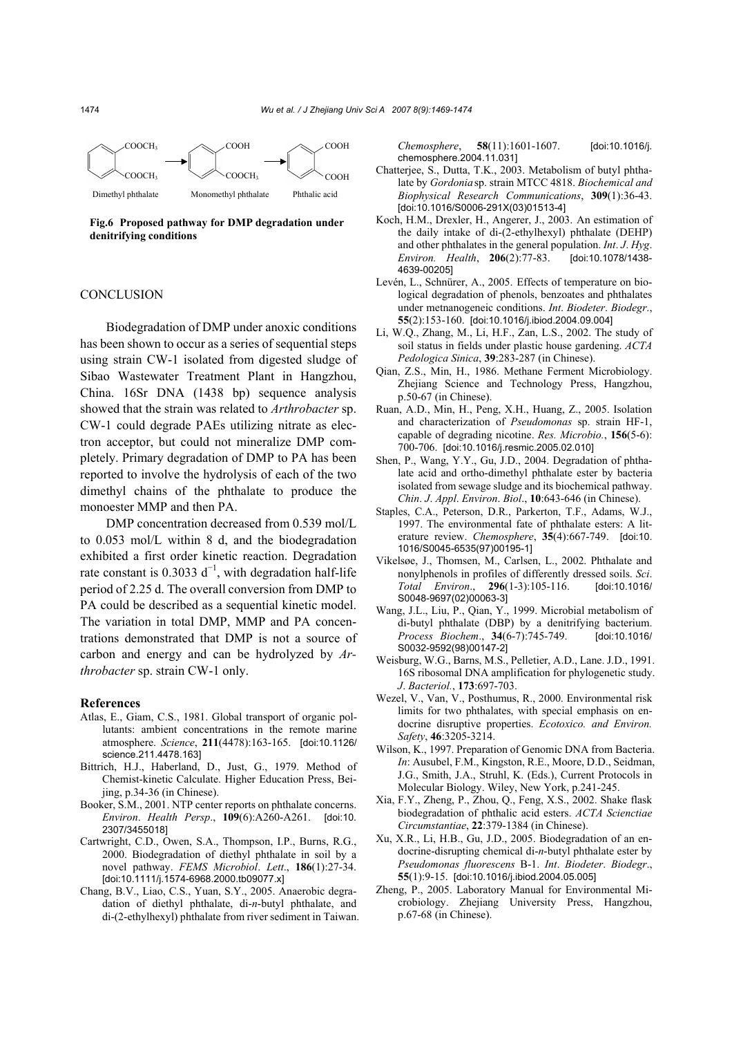Dimethyl phthalate → Monomethyl phthalate → Phthalic acid

**Fig.6 Proposed pathway for DMP degradation under denitrifying conditions**

## CONCLUSION

Biodegradation of DMP under anoxic conditions has been shown to occur as a series of sequential steps using strain CW-1 isolated from digested sludge of Sibao Wastewater Treatment Plant in Hangzhou, China. 16Sr DNA (1438 bp) sequence analysis showed that the strain was related to *Arthrobacter* sp. CW-1 could degrade PAEs utilizing nitrate as electron acceptor, but could not mineralize DMP completely. Primary degradation of DMP to PA has been reported to involve the hydrolysis of each of the two dimethyl chains of the phthalate to produce the monoester MMP and then PA.

DMP concentration decreased from 0.539 mol/L to 0.053 mol/L within 8 d, and the biodegradation exhibited a first order kinetic reaction. Degradation rate constant is 0.3033 $d^{-1}$, with degradation half-life period of 2.25 d. The overall conversion from DMP to PA could be described as a sequential kinetic model. The variation in total DMP, MMP and PA concentrations demonstrated that DMP is not a source of carbon and energy and can be hydrolyzed by *Arthrobacter* sp. strain CW-1 only.

### References

Atlas, E., Giam, C.S., 1981. Global transport of organic pollutants: ambient concentrations in the remote marine atmosphere. *Science*, **211**(4478):163-165. [doi:10.1126/science.211.4478.163]

Bittrich, H.J., Haberland, D., Just, G., 1979. Method of Chemist-kinetic Calculate. Higher Education Press, Beijing, p.34-36 (in Chinese).

Booker, S.M., 2001. NTP center reports on phthalate concerns. *Environ. Health Persp.*, **109**(6):A260-A261. [doi:10.2307/3455018]

Cartwright, C.D., Owen, S.A., Thompson, I.P., Burns, R.G., 2000. Biodegradation of diethyl phthalate in soil by a novel pathway. *FEMS Microbiol. Lett.*, **186**(1):27-34. [doi:10.1111/j.1574-6968.2000.tb09077.x]

Chang, B.V., Liao, C.S., Yuan, S.Y., 2005. Anaerobic degradation of diethyl phthalate, di-*n*-butyl phthalate, and di-(2-ethylhexyl) phthalate from river sediment in Taiwan. *Chemosphere*, **58**(11):1601-1607. [doi:10.1016/j.chemosphere.2004.11.031]

Chatterjee, S., Dutta, T.K., 2003. Metabolism of butyl phthalate by *Gordonia* sp. strain MTCC 4818. *Biochemical and Biophysical Research Communications*, **309**(1):36-43. [doi:10.1016/S0006-291X(03)01513-4]

Koch, H.M., Drexler, H., Angerer, J., 2003. An estimation of the daily intake of di-(2-ethylhexyl) phthalate (DEHP) and other phthalates in the general population. *Int. J. Hyg. Environ. Health*, **206**(2):77-83. [doi:10.1078/1438-4639-00205]

Levén, L., Schnürer, A., 2005. Effects of temperature on biological degradation of phenols, benzoates and phthalates under metnanogeneic conditions. *Int. Biodeter. Biodegr.*, **55**(2):153-160. [doi:10.1016/j.ibiod.2004.09.004]

Li, W.Q., Zhang, M., Li, H.F., Zan, L.S., 2002. The study of soil status in fields under plastic house gardening. *ACTA Pedologica Sinica*, **39**:283-287 (in Chinese).

Qian, Z.S., Min, H., 1986. Methane Ferment Microbiology. Zhejiang Science and Technology Press, Hangzhou, p.50-67 (in Chinese).

Ruan, A.D., Min, H., Peng, X.H., Huang, Z., 2005. Isolation and characterization of *Pseudomonas* sp. strain HF-1, capable of degrading nicotine. *Res. Microbio.*, **156**(5-6):700-706. [doi:10.1016/j.resmic.2005.02.010]

Shen, P., Wang, Y.Y., Gu, J.D., 2004. Degradation of phthalate acid and ortho-dimethyl phthalate ester by bacteria isolated from sewage sludge and its biochemical pathway. *Chin. J. Appl. Environ. Biol.*, **10**:643-646 (in Chinese).

Staples, C.A., Peterson, D.R., Parkerton, T.F., Adams, W.J., 1997. The environmental fate of phthalate esters: A literature review. *Chemosphere*, **35**(4):667-749. [doi:10.1016/S0045-6535(97)00195-1]

Vikelsøe, J., Thomsen, M., Carlsen, L., 2002. Phthalate and nonylphenols in profiles of differently dressed soils. *Sci. Total Environ.*, **296**(1-3):105-116. [doi:10.1016/S0048-9697(02)00063-3]

Wang, J.L., Liu, P., Qian, Y., 1999. Microbial metabolism of di-butyl phthalate (DBP) by a denitrifying bacterium. *Process Biochem.*, **34**(6-7):745-749. [doi:10.1016/S0032-9592(98)00147-2]

Weisburg, W.G., Barns, M.S., Pelletier, A.D., Lane. J.D., 1991. 16S ribosomal DNA amplification for phylogenetic study. *J. Bacteriol.*, **173**:697-703.

Wezel, V., Van, V., Posthumus, R., 2000. Environmental risk limits for two phthalates, with special emphasis on endocrine disruptive properties. *Ecotoxico. and Environ. Safety*, **46**:3205-3214.

Wilson, K., 1997. Preparation of Genomic DNA from Bacteria. *In*: Ausubel, F.M., Kingston, R.E., Moore, D.D., Seidman, J.G., Smith, J.A., Struhl, K. (Eds.), Current Protocols in Molecular Biology. Wiley, New York, p.241-245.

Xia, F.Y., Zheng, P., Zhou, Q., Feng, X.S., 2002. Shake flask biodegradation of phthalic acid esters. *ACTA Scienctiae Circumstantiae*, **22**:379-1384 (in Chinese).

Xu, X.R., Li, H.B., Gu, J.D., 2005. Biodegradation of an endocrine-disrupting chemical di-*n*-butyl phthalate ester by *Pseudomonas fluorescens* B-1. *Int. Biodeter. Biodegr.*, **55**(1):9-15. [doi:10.1016/j.ibiod.2004.05.005]

Zheng, P., 2005. Laboratory Manual for Environmental Microbiology. Zhejiang University Press, Hangzhou, p.67-68 (in Chinese).